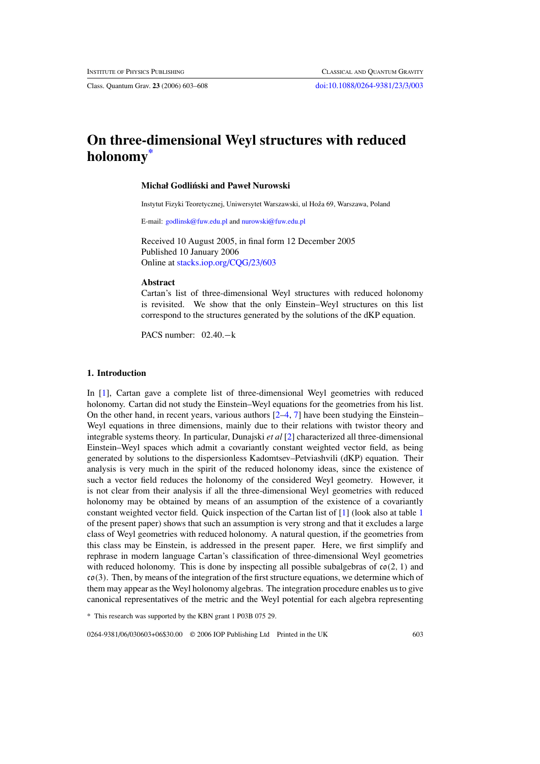# On three-dimensional Weyl structures with reduced holonomy*

**Michał Godliński and Paweł Nurowski**

Instytut Fizyki Teoretycznej, Uniwersytet Warszawski, ul Hoża 69, Warszawa, Poland

E-mail: godlinsk@fuw.edu.pl and nurowski@fuw.edu.pl

Received 10 August 2005, in final form 12 December 2005
Published 10 January 2006
Online at stacks.iop.org/CQG/23/603

### Abstract

Cartan's list of three-dimensional Weyl structures with reduced holonomy is revisited. We show that the only Einstein–Weyl structures on this list correspond to the structures generated by the solutions of the dKP equation.

PACS number: 02.40.−k

## 1. Introduction

In [1], Cartan gave a complete list of three-dimensional Weyl geometries with reduced holonomy. Cartan did not study the Einstein–Weyl equations for the geometries from his list. On the other hand, in recent years, various authors [2–4, 7] have been studying the Einstein–Weyl equations in three dimensions, mainly due to their relations with twistor theory and integrable systems theory. In particular, Dunajski *et al* [2] characterized all three-dimensional Einstein–Weyl spaces which admit a covariantly constant weighted vector field, as being generated by solutions to the dispersionless Kadomtsev–Petviashvili (dKP) equation. Their analysis is very much in the spirit of the reduced holonomy ideas, since the existence of such a vector field reduces the holonomy of the considered Weyl geometry. However, it is not clear from their analysis if all the three-dimensional Weyl geometries with reduced holonomy may be obtained by means of an assumption of the existence of a covariantly constant weighted vector field. Quick inspection of the Cartan list of [1] (look also at table 1 of the present paper) shows that such an assumption is very strong and that it excludes a large class of Weyl geometries with reduced holonomy. A natural question, if the geometries from this class may be Einstein, is addressed in the present paper. Here, we first simplify and rephrase in modern language Cartan's classification of three-dimensional Weyl geometries with reduced holonomy. This is done by inspecting all possible subalgebras of $\mathfrak{co}(2, 1)$ and $\mathfrak{co}(3)$. Then, by means of the integration of the first structure equations, we determine which of them may appear as the Weyl holonomy algebras. The integration procedure enables us to give canonical representatives of the metric and the Weyl potential for each algebra representing

* This research was supported by the KBN grant 1 P03B 075 29.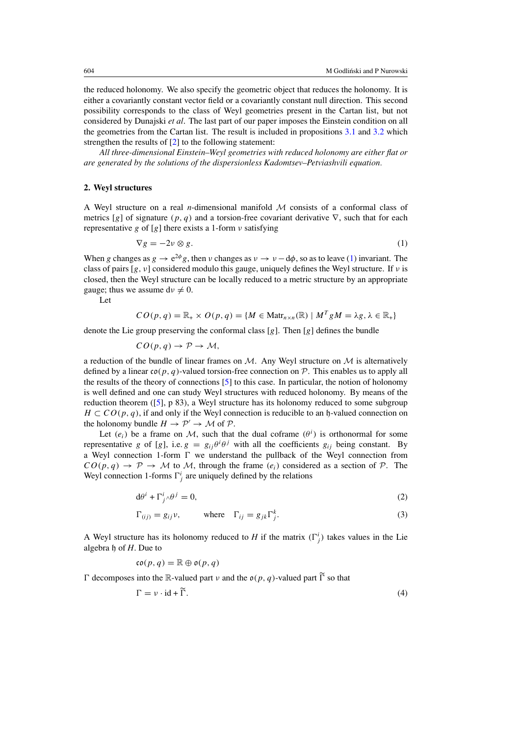the reduced holonomy. We also specify the geometric object that reduces the holonomy. It is either a covariantly constant vector field or a covariantly constant null direction. This second possibility corresponds to the class of Weyl geometries present in the Cartan list, but not considered by Dunajski *et al*. The last part of our paper imposes the Einstein condition on all the geometries from the Cartan list. The result is included in propositions 3.1 and 3.2 which strengthen the results of [2] to the following statement:

*All three-dimensional Einstein–Weyl geometries with reduced holonomy are either flat or are generated by the solutions of the dispersionless Kadomtsev–Petviashvili equation.*

## 2. Weyl structures

A Weyl structure on a real $n$-dimensional manifold $\mathcal{M}$ consists of a conformal class of metrics $[g]$ of signature $(p, q)$ and a torsion-free covariant derivative $\nabla$, such that for each representative $g$ of $[g]$ there exists a 1-form $\nu$ satisfying

$$\nabla g = -2\nu \otimes g. \tag{1}$$

When $g$ changes as $g \to e^{2\phi} g$, then $\nu$ changes as $\nu \to \nu - d\phi$, so as to leave (1) invariant. The class of pairs $[g, \nu]$ considered modulo this gauge, uniquely defines the Weyl structure. If $\nu$ is closed, then the Weyl structure can be locally reduced to a metric structure by an appropriate gauge; thus we assume $d\nu \neq 0$.

Let

$$CO(p, q) = \mathbb{R}_+ \times O(p, q) = \{M \in \mathrm{Matr}_{n\times n}(\mathbb{R}) \mid M^T g M = \lambda g, \lambda \in \mathbb{R}_+\}$$

denote the Lie group preserving the conformal class $[g]$. Then $[g]$ defines the bundle

$$CO(p, q) \to \mathcal{P} \to \mathcal{M},$$

a reduction of the bundle of linear frames on $\mathcal{M}$. Any Weyl structure on $\mathcal{M}$ is alternatively defined by a linear $\mathfrak{co}(p, q)$-valued torsion-free connection on $\mathcal{P}$. This enables us to apply all the results of the theory of connections [5] to this case. In particular, the notion of holonomy is well defined and one can study Weyl structures with reduced holonomy. By means of the reduction theorem ([5], p 83), a Weyl structure has its holonomy reduced to some subgroup $H \subset CO(p, q)$, if and only if the Weyl connection is reducible to an $\mathfrak{h}$-valued connection on the holonomy bundle $H \to \mathcal{P}' \to \mathcal{M}$ of $\mathcal{P}$.

Let $(e_i)$ be a frame on $\mathcal{M}$, such that the dual coframe $(\theta^i)$ is orthonormal for some representative $g$ of $[g]$, i.e. $g = g_{ij}\theta^i\theta^j$ with all the coefficients $g_{ij}$ being constant. By a Weyl connection 1-form $\Gamma$ we understand the pullback of the Weyl connection from $CO(p, q) \to \mathcal{P} \to \mathcal{M}$ to $\mathcal{M}$, through the frame $(e_i)$ considered as a section of $\mathcal{P}$. The Weyl connection 1-forms $\Gamma^i_{\ j}$ are uniquely defined by the relations

$$d\theta^i + \Gamma^i_{\ j} \wedge \theta^j = 0, \tag{2}$$

$$\Gamma_{(ij)} = g_{ij}\nu, \qquad \text{where} \quad \Gamma_{ij} = g_{jk}\Gamma^k_{\ j}. \tag{3}$$

A Weyl structure has its holonomy reduced to $H$ if the matrix $(\Gamma^i_{\ j})$ takes values in the Lie algebra $\mathfrak{h}$ of $H$. Due to

$$\mathfrak{co}(p, q) = \mathbb{R} \oplus \mathfrak{o}(p, q)$$

$\Gamma$ decomposes into the $\mathbb{R}$-valued part $\nu$ and the $\mathfrak{o}(p, q)$-valued part $\widetilde{\Gamma}$ so that

$$\Gamma = \nu \cdot \mathrm{id} + \widetilde{\Gamma}. \tag{4}$$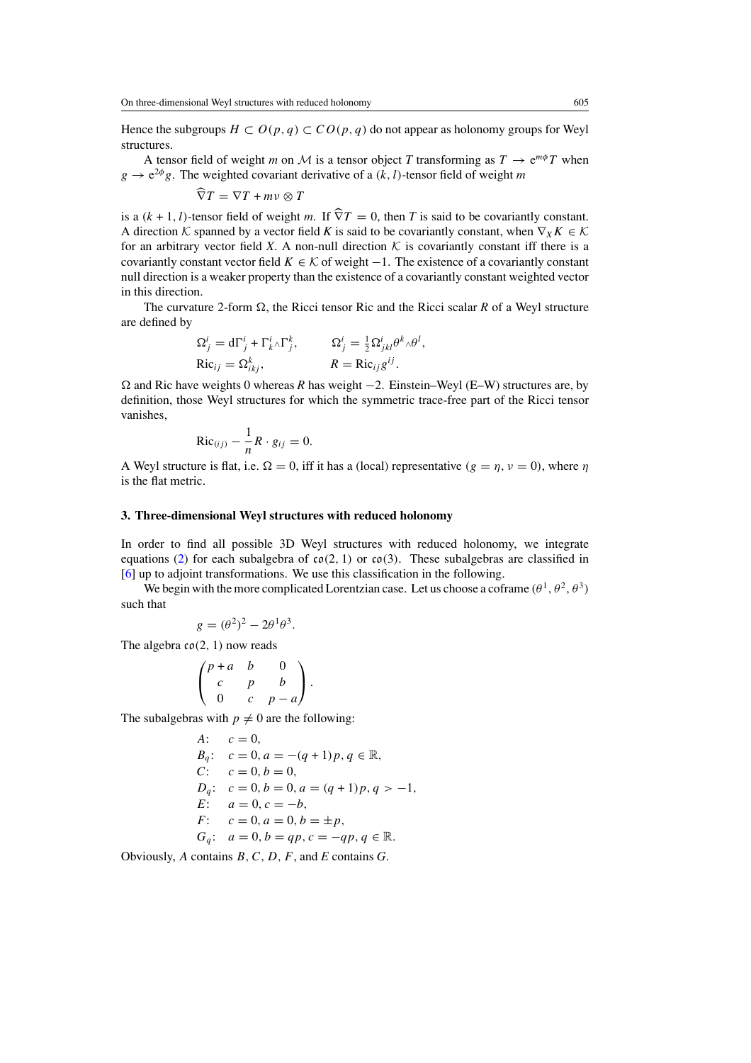Hence the subgroups $H \subset O(p, q) \subset CO(p, q)$ do not appear as holonomy groups for Weyl structures.

A tensor field of weight $m$ on $\mathcal{M}$ is a tensor object $T$ transforming as $T \to \mathrm{e}^{m\phi}T$ when $g \to \mathrm{e}^{2\phi}g$. The weighted covariant derivative of a $(k, l)$-tensor field of weight $m$

$$\widehat{\nabla}T = \nabla T + m\nu \otimes T$$

is a $(k+1, l)$-tensor field of weight $m$. If $\widehat{\nabla}T = 0$, then $T$ is said to be covariantly constant. A direction $\mathcal{K}$ spanned by a vector field $K$ is said to be covariantly constant, when $\nabla_X K \in \mathcal{K}$ for an arbitrary vector field $X$. A non-null direction $\mathcal{K}$ is covariantly constant iff there is a covariantly constant vector field $K \in \mathcal{K}$ of weight $-1$. The existence of a covariantly constant null direction is a weaker property than the existence of a covariantly constant weighted vector in this direction.

The curvature 2-form $\Omega$, the Ricci tensor Ric and the Ricci scalar $R$ of a Weyl structure are defined by

$$\Omega^i_j = \mathrm{d}\Gamma^i_j + \Gamma^i_k \wedge \Gamma^k_j, \qquad \Omega^i_j = \tfrac{1}{2}\Omega^i_{jkl}\theta^k \wedge \theta^l,$$
$$\mathrm{Ric}_{ij} = \Omega^k_{ikj}, \qquad R = \mathrm{Ric}_{ij}g^{ij}.$$

$\Omega$ and Ric have weights 0 whereas $R$ has weight $-2$. Einstein–Weyl (E–W) structures are, by definition, those Weyl structures for which the symmetric trace-free part of the Ricci tensor vanishes,

$$\mathrm{Ric}_{(ij)} - \frac{1}{n}R \cdot g_{ij} = 0.$$

A Weyl structure is flat, i.e. $\Omega = 0$, iff it has a (local) representative $(g = \eta, \nu = 0)$, where $\eta$ is the flat metric.

### 3. Three-dimensional Weyl structures with reduced holonomy

In order to find all possible 3D Weyl structures with reduced holonomy, we integrate equations (2) for each subalgebra of $\mathfrak{co}(2, 1)$ or $\mathfrak{co}(3)$. These subalgebras are classified in [6] up to adjoint transformations. We use this classification in the following.

We begin with the more complicated Lorentzian case. Let us choose a coframe $(\theta^1, \theta^2, \theta^3)$ such that

$$g = (\theta^2)^2 - 2\theta^1\theta^3.$$

The algebra $\mathfrak{co}(2, 1)$ now reads

$$\begin{pmatrix} p+a & b & 0 \\ c & p & b \\ 0 & c & p-a \end{pmatrix}.$$

The subalgebras with $p \neq 0$ are the following:

$A$: $c = 0$,
$B_q$: $c = 0, a = -(q+1)p, q \in \mathbb{R}$,
$C$: $c = 0, b = 0$,
$D_q$: $c = 0, b = 0, a = (q+1)p, q > -1$,
$E$: $a = 0, c = -b$,
$F$: $c = 0, a = 0, b = \pm p$,
$G_q$: $a = 0, b = qp, c = -qp, q \in \mathbb{R}$.

Obviously, $A$ contains $B$, $C$, $D$, $F$, and $E$ contains $G$.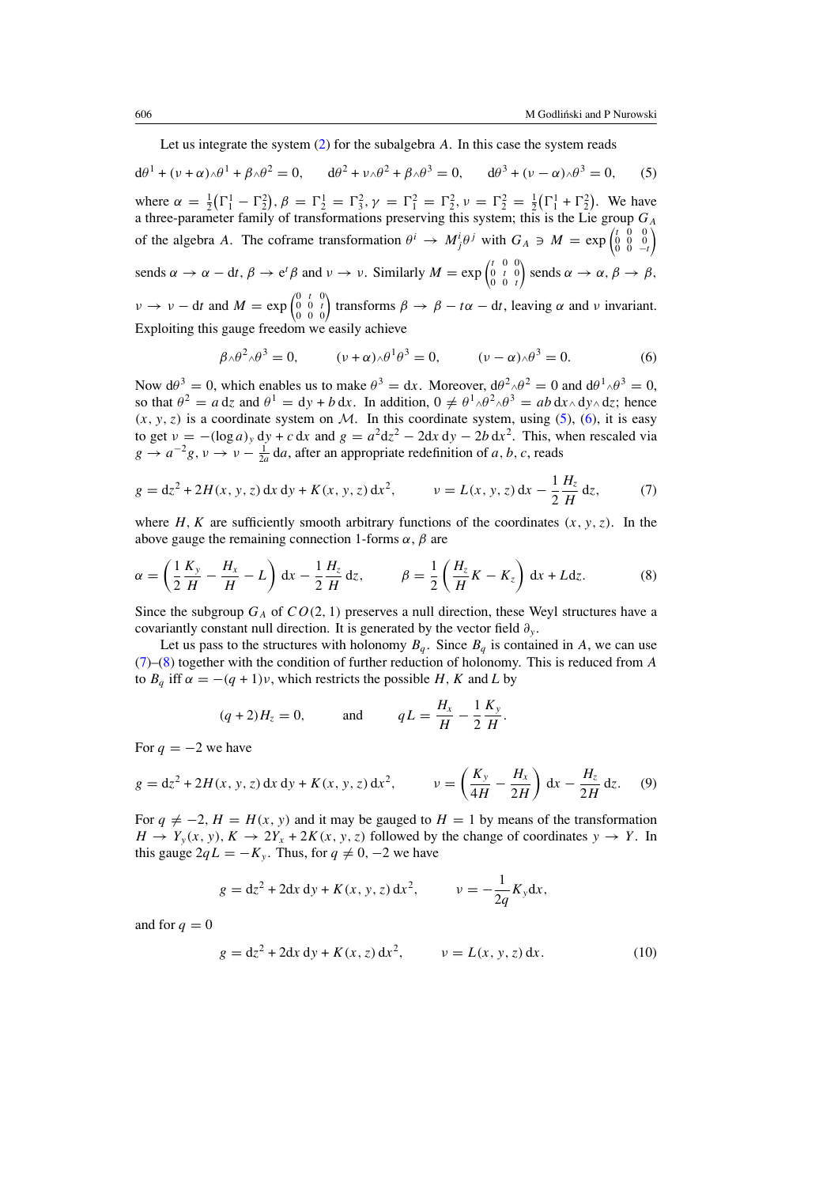Let us integrate the system (2) for the subalgebra $A$. In this case the system reads

$$\mathrm{d}\theta^1 + (\nu + \alpha)\wedge\theta^1 + \beta\wedge\theta^2 = 0, \qquad \mathrm{d}\theta^2 + \nu\wedge\theta^2 + \beta\wedge\theta^3 = 0, \qquad \mathrm{d}\theta^3 + (\nu - \alpha)\wedge\theta^3 = 0, \tag{5}$$

where $\alpha = \frac{1}{2}\big(\Gamma^1_1 - \Gamma^2_2\big)$, $\beta = \Gamma^1_2 = \Gamma^2_3$, $\gamma = \Gamma^2_1 = \Gamma^2_2$, $\nu = \Gamma^2_2 = \frac{1}{2}\big(\Gamma^1_1 + \Gamma^2_2\big)$. We have a three-parameter family of transformations preserving this system; this is the Lie group $G_A$ of the algebra $A$. The coframe transformation $\theta^i \to M^i_j\theta^j$ with $G_A \ni M = \exp\begin{pmatrix} t & 0 & 0 \\ 0 & 0 & 0 \\ 0 & 0 & -t\end{pmatrix}$ sends $\alpha \to \alpha - \mathrm{d}t$, $\beta \to \mathrm{e}^t\beta$ and $\nu \to \nu$. Similarly $M = \exp\begin{pmatrix} t & 0 & 0 \\ 0 & t & 0 \\ 0 & 0 & t\end{pmatrix}$ sends $\alpha \to \alpha$, $\beta \to \beta$, $\nu \to \nu - \mathrm{d}t$ and $M = \exp\begin{pmatrix} 0 & t & 0 \\ 0 & 0 & t \\ 0 & 0 & 0\end{pmatrix}$ transforms $\beta \to \beta - t\alpha - \mathrm{d}t$, leaving $\alpha$ and $\nu$ invariant. Exploiting this gauge freedom we easily achieve

$$\beta\wedge\theta^2\wedge\theta^3 = 0, \qquad (\nu + \alpha)\wedge\theta^1\theta^3 = 0, \qquad (\nu - \alpha)\wedge\theta^3 = 0. \tag{6}$$

Now $\mathrm{d}\theta^3 = 0$, which enables us to make $\theta^3 = \mathrm{d}x$. Moreover, $\mathrm{d}\theta^2\wedge\theta^2 = 0$ and $\mathrm{d}\theta^1\wedge\theta^3 = 0$, so that $\theta^2 = a\,\mathrm{d}z$ and $\theta^1 = \mathrm{d}y + b\,\mathrm{d}x$. In addition, $0 \neq \theta^1\wedge\theta^2\wedge\theta^3 = ab\,\mathrm{d}x\wedge\mathrm{d}y\wedge\mathrm{d}z$; hence $(x, y, z)$ is a coordinate system on $\mathcal{M}$. In this coordinate system, using (5), (6), it is easy to get $\nu = -(\log a)_y\,\mathrm{d}y + c\,\mathrm{d}x$ and $g = a^2\mathrm{d}z^2 - 2\mathrm{d}x\,\mathrm{d}y - 2b\,\mathrm{d}x^2$. This, when rescaled via $g \to a^{-2}g$, $\nu \to \nu - \frac{1}{2a}\,\mathrm{d}a$, after an appropriate redefinition of $a, b, c$, reads

$$g = \mathrm{d}z^2 + 2H(x, y, z)\,\mathrm{d}x\,\mathrm{d}y + K(x, y, z)\,\mathrm{d}x^2, \qquad \nu = L(x, y, z)\,\mathrm{d}x - \frac{1}{2}\frac{H_z}{H}\,\mathrm{d}z, \tag{7}$$

where $H$, $K$ are sufficiently smooth arbitrary functions of the coordinates $(x, y, z)$. In the above gauge the remaining connection 1-forms $\alpha$, $\beta$ are

$$\alpha = \left(\frac{1}{2}\frac{K_y}{H} - \frac{H_x}{H} - L\right)\mathrm{d}x - \frac{1}{2}\frac{H_z}{H}\,\mathrm{d}z, \qquad \beta = \frac{1}{2}\left(\frac{H_z}{H}K - K_z\right)\mathrm{d}x + L\mathrm{d}z. \tag{8}$$

Since the subgroup $G_A$ of $CO(2, 1)$ preserves a null direction, these Weyl structures have a covariantly constant null direction. It is generated by the vector field $\partial_y$.

Let us pass to the structures with holonomy $B_q$. Since $B_q$ is contained in $A$, we can use (7)–(8) together with the condition of further reduction of holonomy. This is reduced from $A$ to $B_q$ iff $\alpha = -(q + 1)\nu$, which restricts the possible $H$, $K$ and $L$ by

$$(q + 2)H_z = 0, \qquad \text{and} \qquad qL = \frac{H_x}{H} - \frac{1}{2}\frac{K_y}{H}.$$

For $q = -2$ we have

$$g = \mathrm{d}z^2 + 2H(x, y, z)\,\mathrm{d}x\,\mathrm{d}y + K(x, y, z)\,\mathrm{d}x^2, \qquad \nu = \left(\frac{K_y}{4H} - \frac{H_x}{2H}\right)\mathrm{d}x - \frac{H_z}{2H}\,\mathrm{d}z. \tag{9}$$

For $q \neq -2$, $H = H(x, y)$ and it may be gauged to $H = 1$ by means of the transformation $H \to Y_y(x, y)$, $K \to 2Y_x + 2K(x, y, z)$ followed by the change of coordinates $y \to Y$. In this gauge $2qL = -K_y$. Thus, for $q \neq 0, -2$ we have

$$g = \mathrm{d}z^2 + 2\mathrm{d}x\,\mathrm{d}y + K(x, y, z)\,\mathrm{d}x^2, \qquad \nu = -\frac{1}{2q}K_y\mathrm{d}x,$$

and for $q = 0$

$$g = \mathrm{d}z^2 + 2\mathrm{d}x\,\mathrm{d}y + K(x, z)\,\mathrm{d}x^2, \qquad \nu = L(x, y, z)\,\mathrm{d}x. \tag{10}$$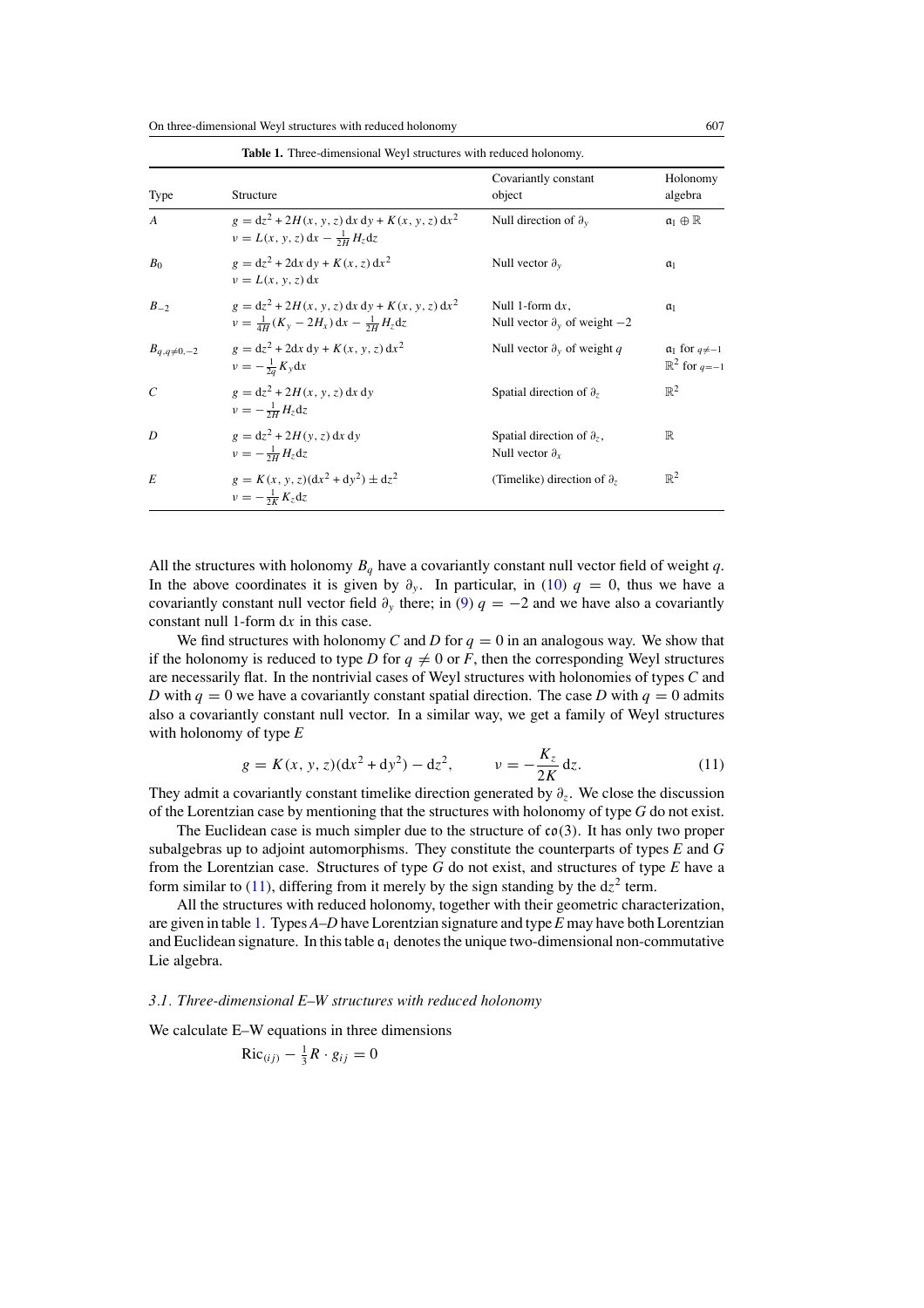**Table 1.** Three-dimensional Weyl structures with reduced holonomy.

| Type | Structure | Covariantly constant object | Holonomy algebra |
|---|---|---|---|
| $A$ | $g = \mathrm{d}z^2 + 2H(x, y, z)\,\mathrm{d}x\,\mathrm{d}y + K(x, y, z)\,\mathrm{d}x^2$ <br> $\nu = L(x, y, z)\,\mathrm{d}x - \frac{1}{2H} H_z \mathrm{d}z$ | Null direction of $\partial_y$ | $\mathfrak{a}_1 \oplus \mathbb{R}$ |
| $B_0$ | $g = \mathrm{d}z^2 + 2\mathrm{d}x\,\mathrm{d}y + K(x, z)\,\mathrm{d}x^2$ <br> $\nu = L(x, y, z)\,\mathrm{d}x$ | Null vector $\partial_y$ | $\mathfrak{a}_1$ |
| $B_{-2}$ | $g = \mathrm{d}z^2 + 2H(x, y, z)\,\mathrm{d}x\,\mathrm{d}y + K(x, z)\,\mathrm{d}x^2$ <br> $\nu = \frac{1}{4H}(K_y - 2H_x)\,\mathrm{d}x - \frac{1}{2H} H_z \mathrm{d}z$ | Null 1-form $\mathrm{d}x$, <br> Null vector $\partial_y$ of weight $-2$ | $\mathfrak{a}_1$ |
| $B_{q,q\neq 0,-2}$ | $g = \mathrm{d}z^2 + 2\mathrm{d}x\,\mathrm{d}y + K(x, y, z)\,\mathrm{d}x^2$ <br> $\nu = -\frac{1}{2q} K_y \mathrm{d}x$ | Null vector $\partial_y$ of weight $q$ | $\mathfrak{a}_1$ for $q\neq-1$ <br> $\mathbb{R}^2$ for $q=-1$ |
| $C$ | $g = \mathrm{d}z^2 + 2H(x, y, z)\,\mathrm{d}x\,\mathrm{d}y$ <br> $\nu = -\frac{1}{2H} H_z \mathrm{d}z$ | Spatial direction of $\partial_z$ | $\mathbb{R}^2$ |
| $D$ | $g = \mathrm{d}z^2 + 2H(y, z)\,\mathrm{d}x\,\mathrm{d}y$ <br> $\nu = -\frac{1}{2H} H_z \mathrm{d}z$ | Spatial direction of $\partial_z$, <br> Null vector $\partial_x$ | $\mathbb{R}$ |
| $E$ | $g = K(x, y, z)(\mathrm{d}x^2 + \mathrm{d}y^2) \pm \mathrm{d}z^2$ <br> $\nu = -\frac{1}{2K} K_z \mathrm{d}z$ | (Timelike) direction of $\partial_z$ | $\mathbb{R}^2$ |

All the structures with holonomy $B_q$ have a covariantly constant null vector field of weight $q$. In the above coordinates it is given by $\partial_y$. In particular, in (10) $q = 0$, thus we have a covariantly constant null vector field $\partial_y$ there; in (9) $q = -2$ and we have also a covariantly constant null 1-form $\mathrm{d}x$ in this case.

We find structures with holonomy $C$ and $D$ for $q = 0$ in an analogous way. We show that if the holonomy is reduced to type $D$ for $q \neq 0$ or $F$, then the corresponding Weyl structures are necessarily flat. In the nontrivial cases of Weyl structures with holonomies of types $C$ and $D$ with $q = 0$ we have a covariantly constant spatial direction. The case $D$ with $q = 0$ admits also a covariantly constant null vector. In a similar way, we get a family of Weyl structures with holonomy of type $E$

$$g = K(x, y, z)(\mathrm{d}x^2 + \mathrm{d}y^2) - \mathrm{d}z^2, \qquad \nu = -\frac{K_z}{2K}\,\mathrm{d}z. \tag{11}$$

They admit a covariantly constant timelike direction generated by $\partial_z$. We close the discussion of the Lorentzian case by mentioning that the structures with holonomy of type $G$ do not exist.

The Euclidean case is much simpler due to the structure of $\mathfrak{co}(3)$. It has only two proper subalgebras up to adjoint automorphisms. They constitute the counterparts of types $E$ and $G$ from the Lorentzian case. Structures of type $G$ do not exist, and structures of type $E$ have a form similar to (11), differing from it merely by the sign standing by the $\mathrm{d}z^2$ term.

All the structures with reduced holonomy, together with their geometric characterization, are given in table 1. Types $A$–$D$ have Lorentzian signature and type $E$ may have both Lorentzian and Euclidean signature. In this table $\mathfrak{a}_1$ denotes the unique two-dimensional non-commutative Lie algebra.

### 3.1. Three-dimensional E–W structures with reduced holonomy

We calculate E–W equations in three dimensions

$$\mathrm{Ric}_{(ij)} - \tfrac{1}{3} R \cdot g_{ij} = 0$$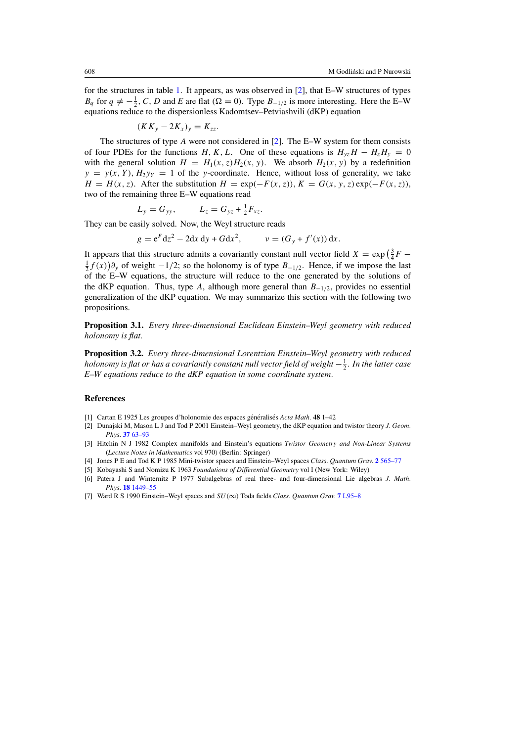for the structures in table 1. It appears, as was observed in [2], that E–W structures of types $B_q$ for $q \neq -\frac{1}{2}$, $C$, $D$ and $E$ are flat ($\Omega = 0$). Type $B_{-1/2}$ is more interesting. Here the E–W equations reduce to the dispersionless Kadomtsev–Petviashvili (dKP) equation

$$(KK_y - 2K_x)_y = K_{zz}.$$

The structures of type $A$ were not considered in [2]. The E–W system for them consists of four PDEs for the functions $H, K, L$. One of these equations is $H_{yz}H - H_zH_y = 0$ with the general solution $H = H_1(x,z)H_2(x,y)$. We absorb $H_2(x,y)$ by a redefinition $y = y(x,Y)$, $H_2 y_Y = 1$ of the $y$-coordinate. Hence, without loss of generality, we take $H = H(x,z)$. After the substitution $H = \exp(-F(x,z))$, $K = G(x,y,z)\exp(-F(x,z))$, two of the remaining three E–W equations read

$$L_y = G_{yy}, \qquad L_z = G_{yz} + \tfrac{1}{2}F_{xz}.$$

They can be easily solved. Now, the Weyl structure reads

$$g = \mathrm{e}^F \mathrm{d}z^2 - 2\mathrm{d}x\,\mathrm{d}y + G\mathrm{d}x^2, \qquad \nu = (G_y + f'(x))\,\mathrm{d}x.$$

It appears that this structure admits a covariantly constant null vector field $X = \exp\left(\frac{3}{4}F - \frac{1}{2}f(x)\right)\partial_y$ of weight $-1/2$; so the holonomy is of type $B_{-1/2}$. Hence, if we impose the last of the E–W equations, the structure will reduce to the one generated by the solutions of the dKP equation. Thus, type $A$, although more general than $B_{-1/2}$, provides no essential generalization of the dKP equation. We may summarize this section with the following two propositions.

**Proposition 3.1.** *Every three-dimensional Euclidean Einstein–Weyl geometry with reduced holonomy is flat.*

**Proposition 3.2.** *Every three-dimensional Lorentzian Einstein–Weyl geometry with reduced holonomy is flat or has a covariantly constant null vector field of weight $-\frac{1}{2}$. In the latter case E–W equations reduce to the dKP equation in some coordinate system.*

## References

[1] Cartan E 1925 Les groupes d'holonomie des espaces généralisés *Acta Math.* **48** 1–42

[2] Dunajski M, Mason L J and Tod P 2001 Einstein–Weyl geometry, the dKP equation and twistor theory *J. Geom. Phys.* **37** 63–93

[3] Hitchin N J 1982 Complex manifolds and Einstein's equations *Twistor Geometry and Non-Linear Systems* (*Lecture Notes in Mathematics* vol 970) (Berlin: Springer)

[4] Jones P E and Tod K P 1985 Mini-twistor spaces and Einstein–Weyl spaces *Class. Quantum Grav.* **2** 565–77

[5] Kobayashi S and Nomizu K 1963 *Foundations of Differential Geometry* vol I (New York: Wiley)

[6] Patera J and Winternitz P 1977 Subalgebras of real three- and four-dimensional Lie algebras *J. Math. Phys.* **18** 1449–55

[7] Ward R S 1990 Einstein–Weyl spaces and $SU(\infty)$ Toda fields *Class. Quantum Grav.* **7** L95–8